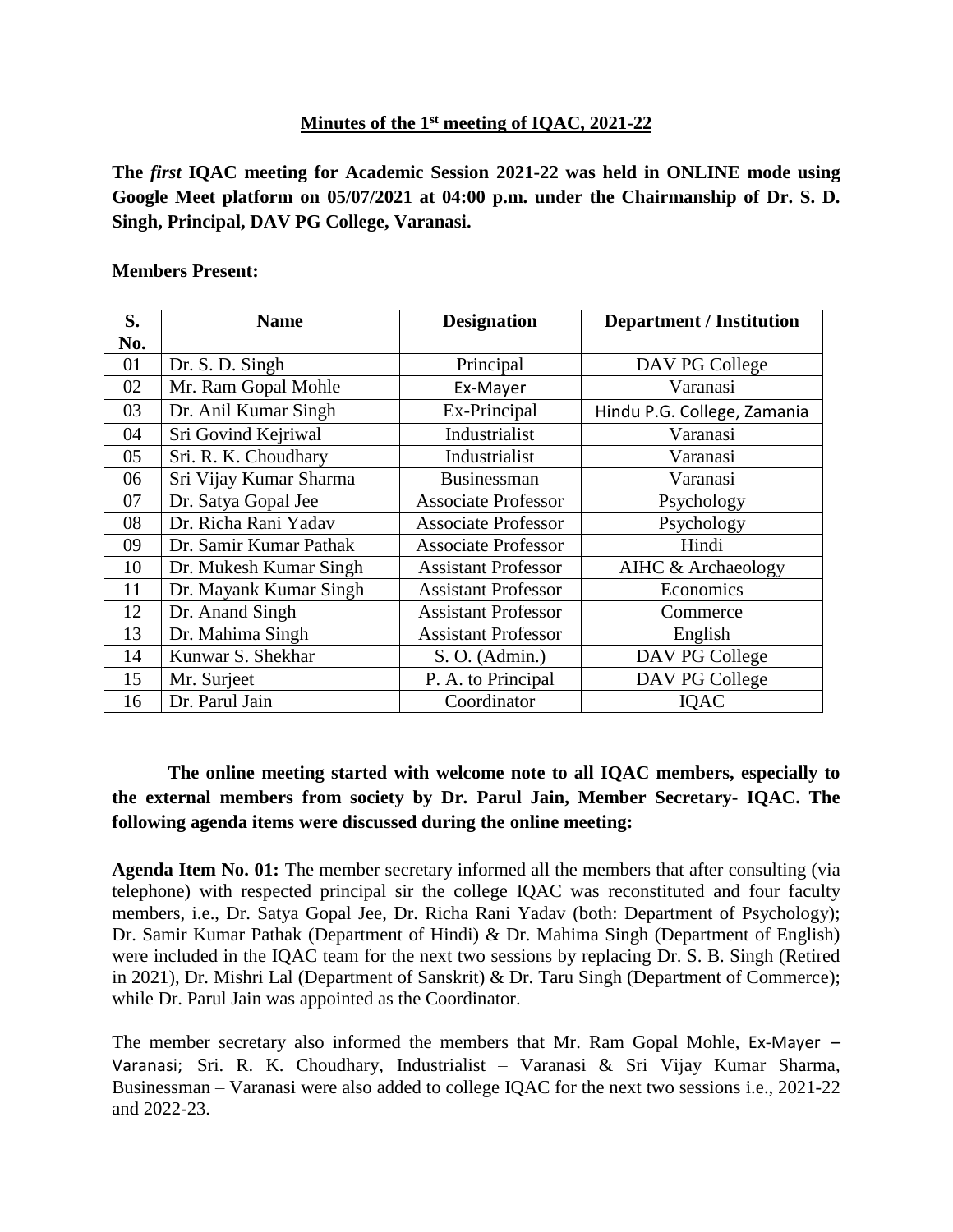## Minutes of the 1st meeting of IQAC, 2021-22

**The *first* IQAC meeting for Academic Session 2021-22 was held in ONLINE mode using Google Meet platform on 05/07/2021 at 04:00 p.m. under the Chairmanship of Dr. S. D. Singh, Principal, DAV PG College, Varanasi.**

**Members Present:**

| S. No. | Name | Designation | Department / Institution |
|---|---|---|---|
| 01 | Dr. S. D. Singh | Principal | DAV PG College |
| 02 | Mr. Ram Gopal Mohle | Ex-Mayer | Varanasi |
| 03 | Dr. Anil Kumar Singh | Ex-Principal | Hindu P.G. College, Zamania |
| 04 | Sri Govind Kejriwal | Industrialist | Varanasi |
| 05 | Sri. R. K. Choudhary | Industrialist | Varanasi |
| 06 | Sri Vijay Kumar Sharma | Businessman | Varanasi |
| 07 | Dr. Satya Gopal Jee | Associate Professor | Psychology |
| 08 | Dr. Richa Rani Yadav | Associate Professor | Psychology |
| 09 | Dr. Samir Kumar Pathak | Associate Professor | Hindi |
| 10 | Dr. Mukesh Kumar Singh | Assistant Professor | AIHC & Archaeology |
| 11 | Dr. Mayank Kumar Singh | Assistant Professor | Economics |
| 12 | Dr. Anand Singh | Assistant Professor | Commerce |
| 13 | Dr. Mahima Singh | Assistant Professor | English |
| 14 | Kunwar S. Shekhar | S. O. (Admin.) | DAV PG College |
| 15 | Mr. Surjeet | P. A. to Principal | DAV PG College |
| 16 | Dr. Parul Jain | Coordinator | IQAC |

**The online meeting started with welcome note to all IQAC members, especially to the external members from society by Dr. Parul Jain, Member Secretary- IQAC. The following agenda items were discussed during the online meeting:**

**Agenda Item No. 01:** The member secretary informed all the members that after consulting (via telephone) with respected principal sir the college IQAC was reconstituted and four faculty members, i.e., Dr. Satya Gopal Jee, Dr. Richa Rani Yadav (both: Department of Psychology); Dr. Samir Kumar Pathak (Department of Hindi) & Dr. Mahima Singh (Department of English) were included in the IQAC team for the next two sessions by replacing Dr. S. B. Singh (Retired in 2021), Dr. Mishri Lal (Department of Sanskrit) & Dr. Taru Singh (Department of Commerce); while Dr. Parul Jain was appointed as the Coordinator.

The member secretary also informed the members that Mr. Ram Gopal Mohle, Ex-Mayer – Varanasi; Sri. R. K. Choudhary, Industrialist – Varanasi & Sri Vijay Kumar Sharma, Businessman – Varanasi were also added to college IQAC for the next two sessions i.e., 2021-22 and 2022-23.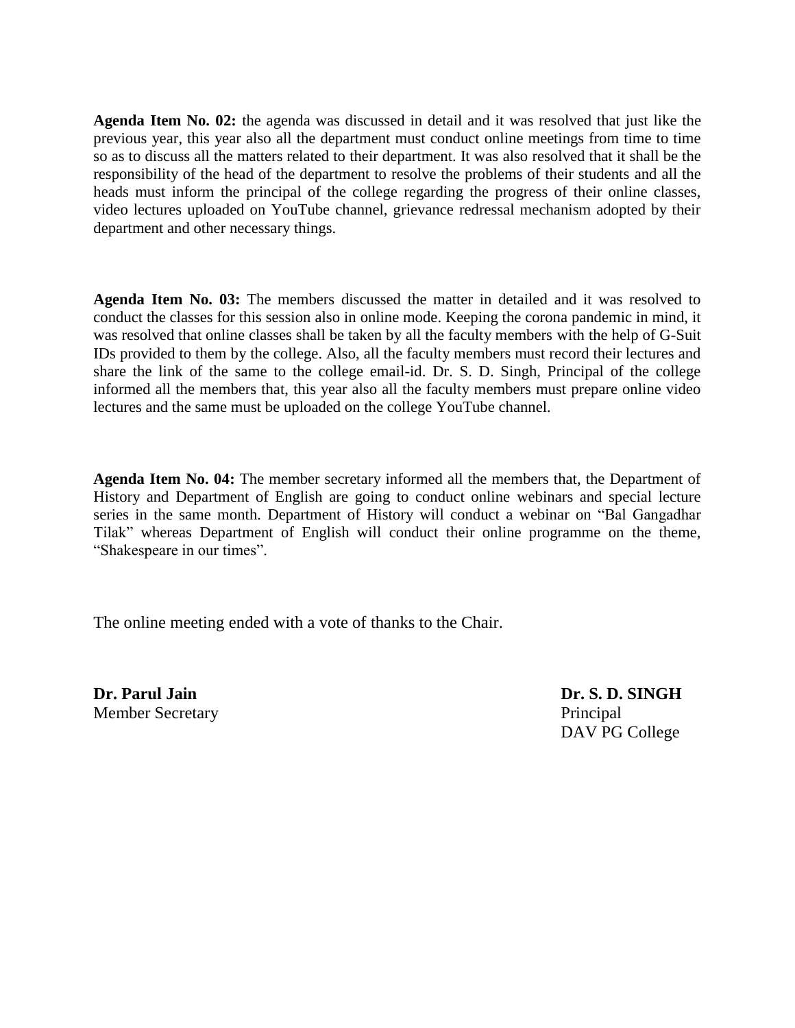**Agenda Item No. 02:** the agenda was discussed in detail and it was resolved that just like the previous year, this year also all the department must conduct online meetings from time to time so as to discuss all the matters related to their department. It was also resolved that it shall be the responsibility of the head of the department to resolve the problems of their students and all the heads must inform the principal of the college regarding the progress of their online classes, video lectures uploaded on YouTube channel, grievance redressal mechanism adopted by their department and other necessary things.

**Agenda Item No. 03:** The members discussed the matter in detailed and it was resolved to conduct the classes for this session also in online mode. Keeping the corona pandemic in mind, it was resolved that online classes shall be taken by all the faculty members with the help of G-Suit IDs provided to them by the college. Also, all the faculty members must record their lectures and share the link of the same to the college email-id. Dr. S. D. Singh, Principal of the college informed all the members that, this year also all the faculty members must prepare online video lectures and the same must be uploaded on the college YouTube channel.

**Agenda Item No. 04:** The member secretary informed all the members that, the Department of History and Department of English are going to conduct online webinars and special lecture series in the same month. Department of History will conduct a webinar on "Bal Gangadhar Tilak" whereas Department of English will conduct their online programme on the theme, "Shakespeare in our times".

The online meeting ended with a vote of thanks to the Chair.

**Dr. Parul Jain**
Member Secretary

**Dr. S. D. SINGH**
Principal
DAV PG College